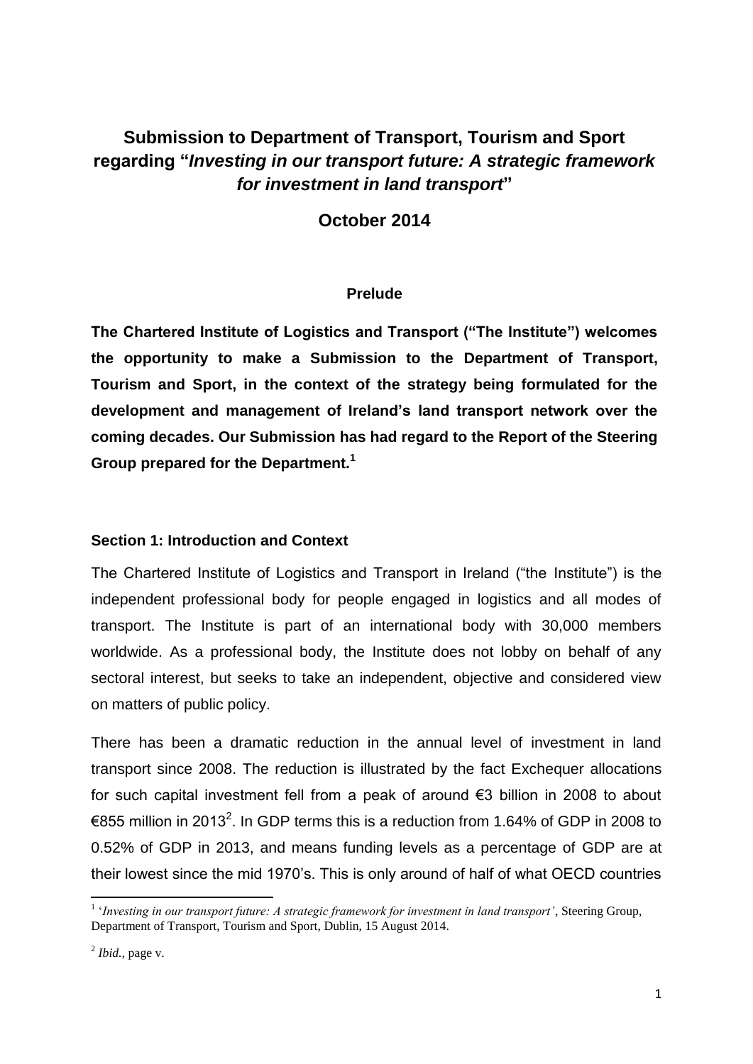# Submission to Department of Transport, Tourism and Sport regarding "*Investing in our transport future: A strategic framework for investment in land transport*"

## October 2014

### Prelude

**The Chartered Institute of Logistics and Transport ("The Institute") welcomes the opportunity to make a Submission to the Department of Transport, Tourism and Sport, in the context of the strategy being formulated for the development and management of Ireland's land transport network over the coming decades. Our Submission has had regard to the Report of the Steering Group prepared for the Department.[1]**

### Section 1: Introduction and Context

The Chartered Institute of Logistics and Transport in Ireland ("the Institute") is the independent professional body for people engaged in logistics and all modes of transport. The Institute is part of an international body with 30,000 members worldwide. As a professional body, the Institute does not lobby on behalf of any sectoral interest, but seeks to take an independent, objective and considered view on matters of public policy.

There has been a dramatic reduction in the annual level of investment in land transport since 2008. The reduction is illustrated by the fact Exchequer allocations for such capital investment fell from a peak of around €3 billion in 2008 to about €855 million in 2013[2]. In GDP terms this is a reduction from 1.64% of GDP in 2008 to 0.52% of GDP in 2013, and means funding levels as a percentage of GDP are at their lowest since the mid 1970's. This is only around of half of what OECD countries

---

[1] '*Investing in our transport future: A strategic framework for investment in land transport*', Steering Group, Department of Transport, Tourism and Sport, Dublin, 15 August 2014.

[2] *Ibid.*, page v.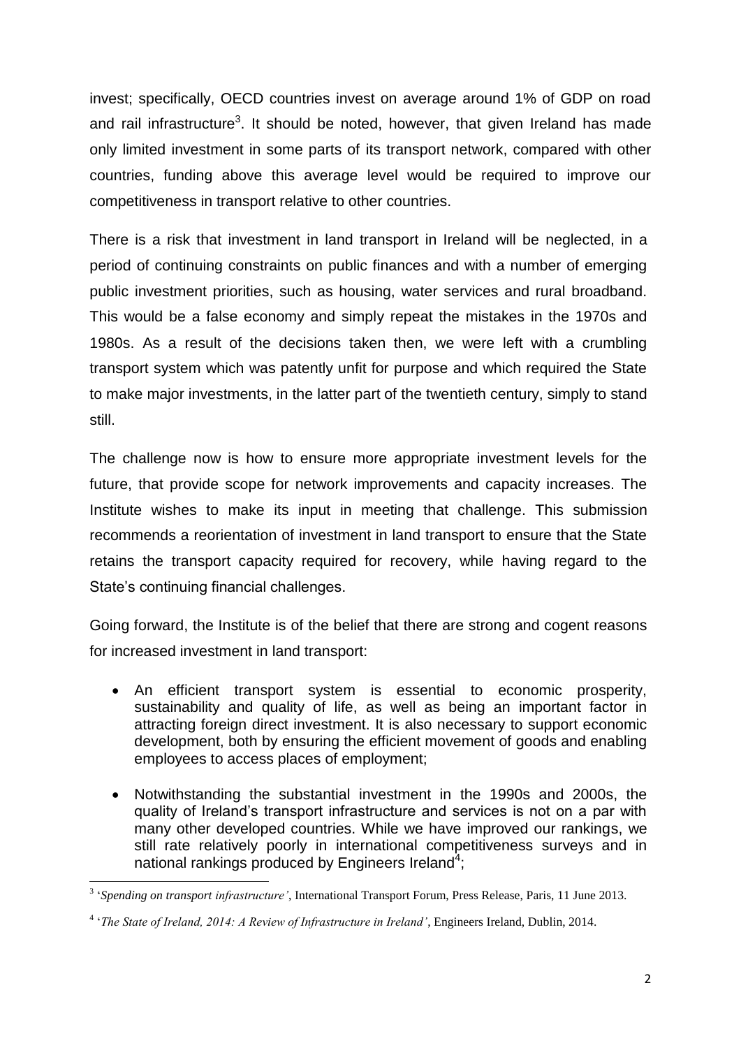invest; specifically, OECD countries invest on average around 1% of GDP on road and rail infrastructure[3]. It should be noted, however, that given Ireland has made only limited investment in some parts of its transport network, compared with other countries, funding above this average level would be required to improve our competitiveness in transport relative to other countries.

There is a risk that investment in land transport in Ireland will be neglected, in a period of continuing constraints on public finances and with a number of emerging public investment priorities, such as housing, water services and rural broadband. This would be a false economy and simply repeat the mistakes in the 1970s and 1980s. As a result of the decisions taken then, we were left with a crumbling transport system which was patently unfit for purpose and which required the State to make major investments, in the latter part of the twentieth century, simply to stand still.

The challenge now is how to ensure more appropriate investment levels for the future, that provide scope for network improvements and capacity increases. The Institute wishes to make its input in meeting that challenge. This submission recommends a reorientation of investment in land transport to ensure that the State retains the transport capacity required for recovery, while having regard to the State's continuing financial challenges.

Going forward, the Institute is of the belief that there are strong and cogent reasons for increased investment in land transport:

- An efficient transport system is essential to economic prosperity, sustainability and quality of life, as well as being an important factor in attracting foreign direct investment. It is also necessary to support economic development, both by ensuring the efficient movement of goods and enabling employees to access places of employment;
- Notwithstanding the substantial investment in the 1990s and 2000s, the quality of Ireland's transport infrastructure and services is not on a par with many other developed countries. While we have improved our rankings, we still rate relatively poorly in international competitiveness surveys and in national rankings produced by Engineers Ireland[4];

---

[3] '*Spending on transport infrastructure'*, International Transport Forum, Press Release, Paris, 11 June 2013.

[4] '*The State of Ireland, 2014: A Review of Infrastructure in Ireland'*, Engineers Ireland, Dublin, 2014.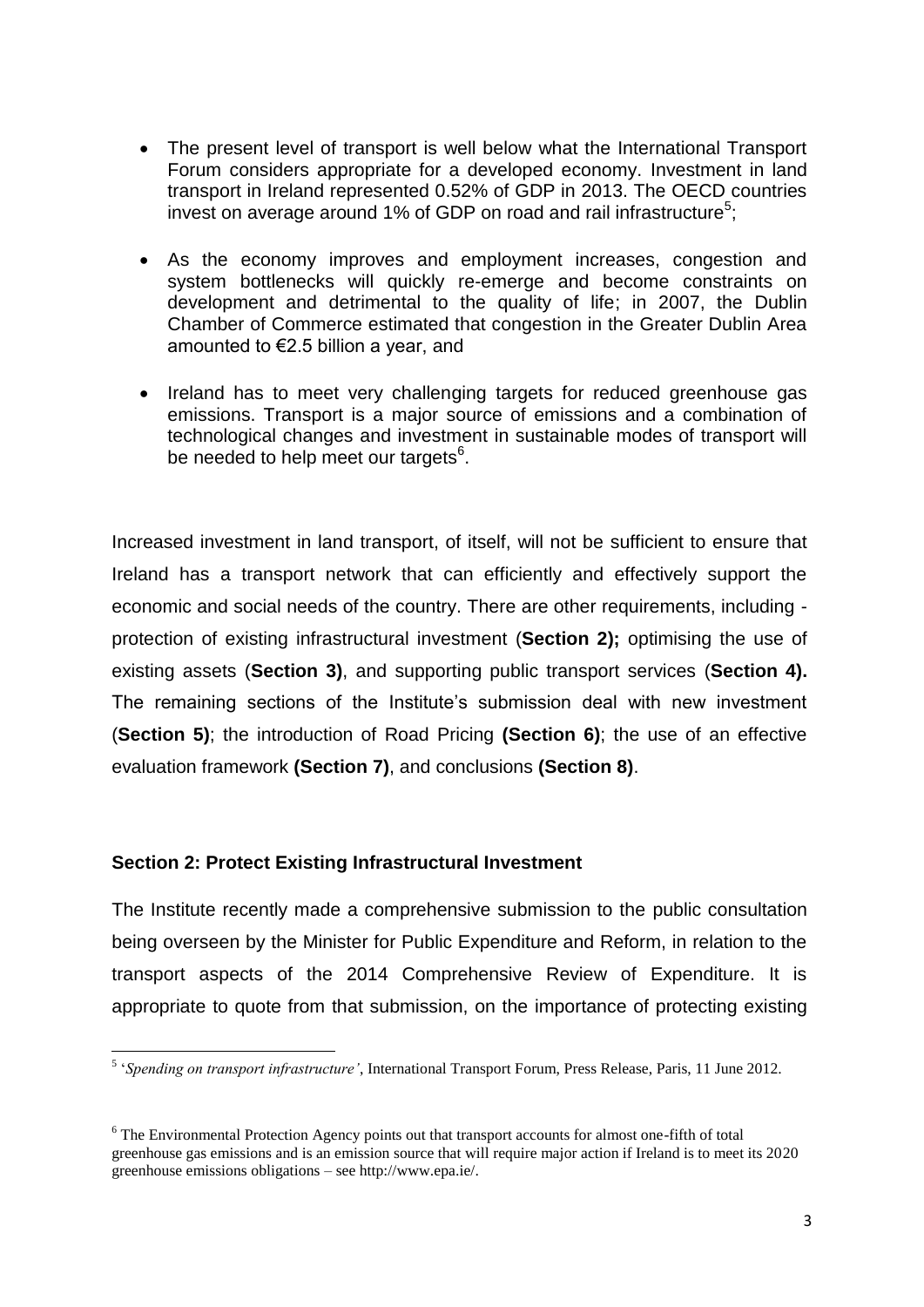- The present level of transport is well below what the International Transport Forum considers appropriate for a developed economy. Investment in land transport in Ireland represented 0.52% of GDP in 2013. The OECD countries invest on average around 1% of GDP on road and rail infrastructure[5];

- As the economy improves and employment increases, congestion and system bottlenecks will quickly re-emerge and become constraints on development and detrimental to the quality of life; in 2007, the Dublin Chamber of Commerce estimated that congestion in the Greater Dublin Area amounted to €2.5 billion a year, and

- Ireland has to meet very challenging targets for reduced greenhouse gas emissions. Transport is a major source of emissions and a combination of technological changes and investment in sustainable modes of transport will be needed to help meet our targets[6].

Increased investment in land transport, of itself, will not be sufficient to ensure that Ireland has a transport network that can efficiently and effectively support the economic and social needs of the country. There are other requirements, including - protection of existing infrastructural investment (**Section 2);** optimising the use of existing assets (**Section 3)**, and supporting public transport services (**Section 4).** The remaining sections of the Institute's submission deal with new investment (**Section 5)**; the introduction of Road Pricing **(Section 6)**; the use of an effective evaluation framework **(Section 7)**, and conclusions **(Section 8)**.

## Section 2: Protect Existing Infrastructural Investment

The Institute recently made a comprehensive submission to the public consultation being overseen by the Minister for Public Expenditure and Reform, in relation to the transport aspects of the 2014 Comprehensive Review of Expenditure. It is appropriate to quote from that submission, on the importance of protecting existing

---

[5] '*Spending on transport infrastructure'*, International Transport Forum, Press Release, Paris, 11 June 2012.

[6] The Environmental Protection Agency points out that transport accounts for almost one-fifth of total greenhouse gas emissions and is an emission source that will require major action if Ireland is to meet its 2020 greenhouse emissions obligations – see http://www.epa.ie/.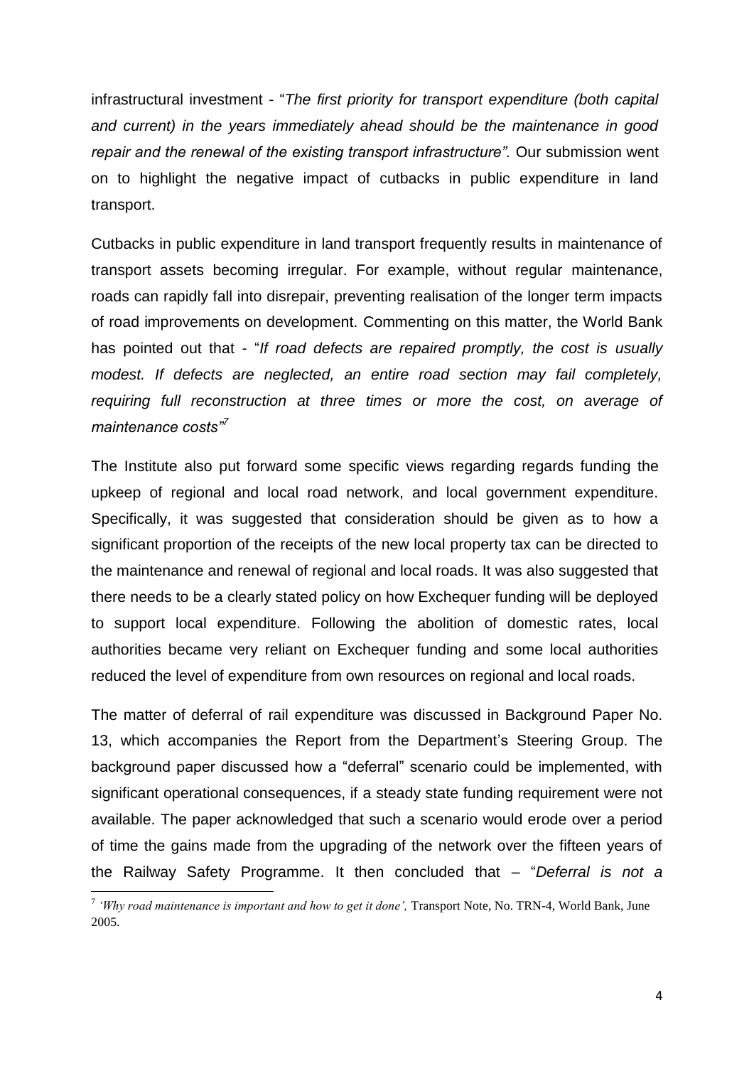infrastructural investment - "*The first priority for transport expenditure (both capital and current) in the years immediately ahead should be the maintenance in good repair and the renewal of the existing transport infrastructure".* Our submission went on to highlight the negative impact of cutbacks in public expenditure in land transport.

Cutbacks in public expenditure in land transport frequently results in maintenance of transport assets becoming irregular. For example, without regular maintenance, roads can rapidly fall into disrepair, preventing realisation of the longer term impacts of road improvements on development. Commenting on this matter, the World Bank has pointed out that - "*If road defects are repaired promptly, the cost is usually modest. If defects are neglected, an entire road section may fail completely, requiring full reconstruction at three times or more the cost, on average of maintenance costs"*[7]

The Institute also put forward some specific views regarding regards funding the upkeep of regional and local road network, and local government expenditure. Specifically, it was suggested that consideration should be given as to how a significant proportion of the receipts of the new local property tax can be directed to the maintenance and renewal of regional and local roads. It was also suggested that there needs to be a clearly stated policy on how Exchequer funding will be deployed to support local expenditure. Following the abolition of domestic rates, local authorities became very reliant on Exchequer funding and some local authorities reduced the level of expenditure from own resources on regional and local roads.

The matter of deferral of rail expenditure was discussed in Background Paper No. 13, which accompanies the Report from the Department's Steering Group. The background paper discussed how a "deferral" scenario could be implemented, with significant operational consequences, if a steady state funding requirement were not available. The paper acknowledged that such a scenario would erode over a period of time the gains made from the upgrading of the network over the fifteen years of the Railway Safety Programme. It then concluded that – "*Deferral is not a*

---

[7] *'Why road maintenance is important and how to get it done',* Transport Note, No. TRN-4, World Bank, June 2005.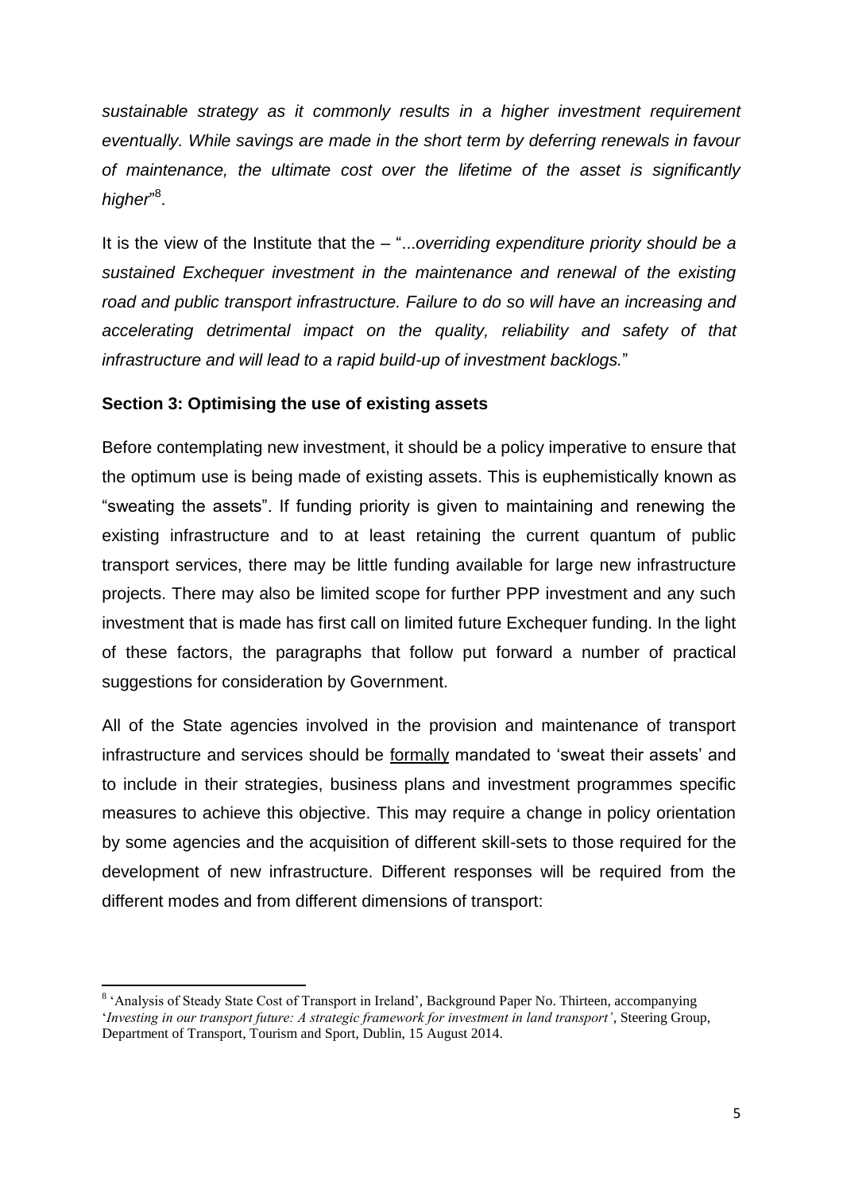*sustainable strategy as it commonly results in a higher investment requirement eventually. While savings are made in the short term by deferring renewals in favour of maintenance, the ultimate cost over the lifetime of the asset is significantly higher*"[8].

It is the view of the Institute that the – "...*overriding expenditure priority should be a sustained Exchequer investment in the maintenance and renewal of the existing road and public transport infrastructure. Failure to do so will have an increasing and accelerating detrimental impact on the quality, reliability and safety of that infrastructure and will lead to a rapid build-up of investment backlogs.*"

**Section 3: Optimising the use of existing assets**

Before contemplating new investment, it should be a policy imperative to ensure that the optimum use is being made of existing assets. This is euphemistically known as "sweating the assets". If funding priority is given to maintaining and renewing the existing infrastructure and to at least retaining the current quantum of public transport services, there may be little funding available for large new infrastructure projects. There may also be limited scope for further PPP investment and any such investment that is made has first call on limited future Exchequer funding. In the light of these factors, the paragraphs that follow put forward a number of practical suggestions for consideration by Government.

All of the State agencies involved in the provision and maintenance of transport infrastructure and services should be <u>formally</u> mandated to 'sweat their assets' and to include in their strategies, business plans and investment programmes specific measures to achieve this objective. This may require a change in policy orientation by some agencies and the acquisition of different skill-sets to those required for the development of new infrastructure. Different responses will be required from the different modes and from different dimensions of transport:

---

[8] 'Analysis of Steady State Cost of Transport in Ireland', Background Paper No. Thirteen, accompanying '*Investing in our transport future: A strategic framework for investment in land transport*', Steering Group, Department of Transport, Tourism and Sport, Dublin, 15 August 2014.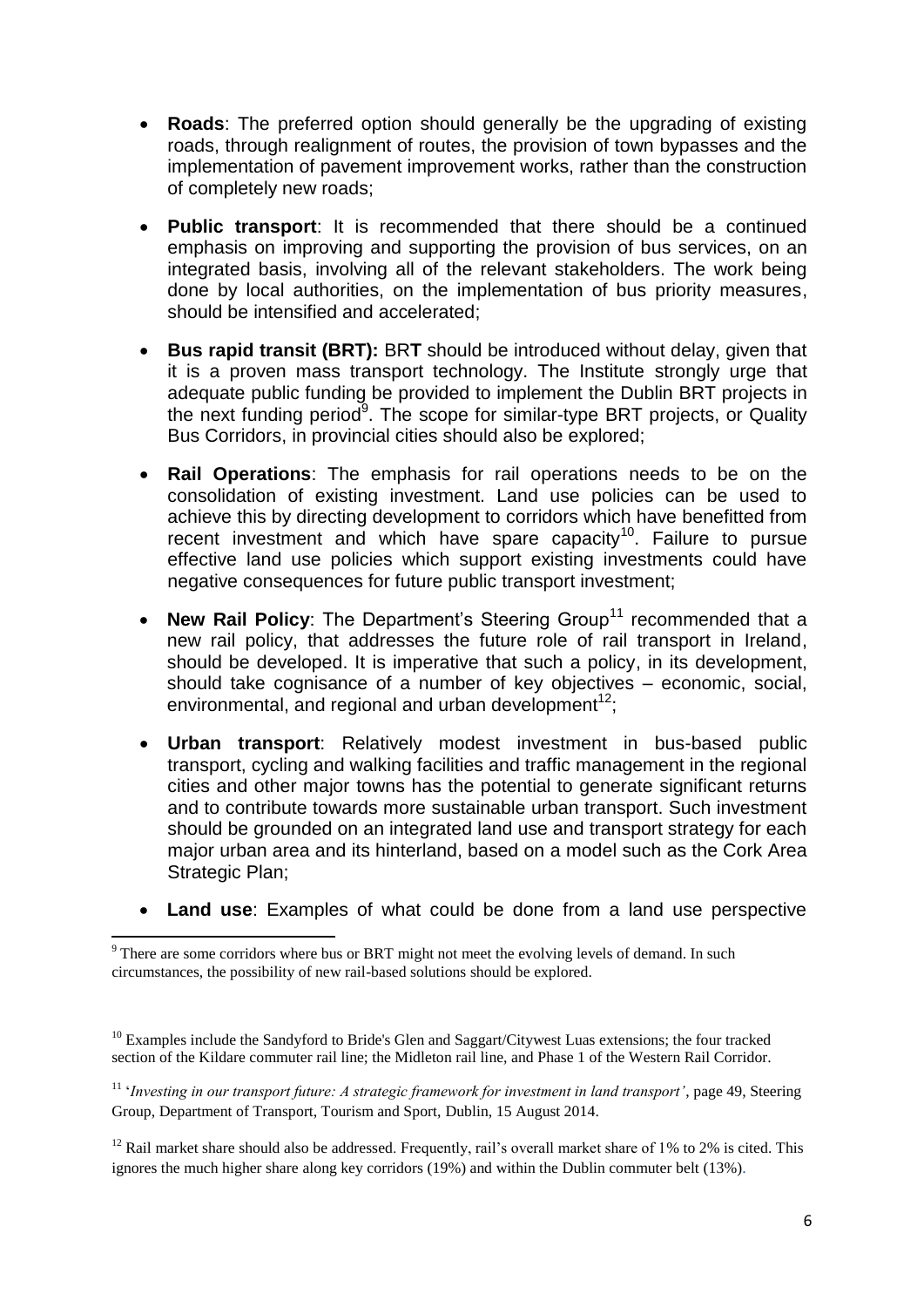- **Roads**: The preferred option should generally be the upgrading of existing roads, through realignment of routes, the provision of town bypasses and the implementation of pavement improvement works, rather than the construction of completely new roads;

- **Public transport**: It is recommended that there should be a continued emphasis on improving and supporting the provision of bus services, on an integrated basis, involving all of the relevant stakeholders. The work being done by local authorities, on the implementation of bus priority measures, should be intensified and accelerated;

- **Bus rapid transit (BRT):** BRT should be introduced without delay, given that it is a proven mass transport technology. The Institute strongly urge that adequate public funding be provided to implement the Dublin BRT projects in the next funding period[9]. The scope for similar-type BRT projects, or Quality Bus Corridors, in provincial cities should also be explored;

- **Rail Operations**: The emphasis for rail operations needs to be on the consolidation of existing investment. Land use policies can be used to achieve this by directing development to corridors which have benefitted from recent investment and which have spare capacity[10]. Failure to pursue effective land use policies which support existing investments could have negative consequences for future public transport investment;

- **New Rail Policy**: The Department's Steering Group[11] recommended that a new rail policy, that addresses the future role of rail transport in Ireland, should be developed. It is imperative that such a policy, in its development, should take cognisance of a number of key objectives – economic, social, environmental, and regional and urban development[12];

- **Urban transport**: Relatively modest investment in bus-based public transport, cycling and walking facilities and traffic management in the regional cities and other major towns has the potential to generate significant returns and to contribute towards more sustainable urban transport. Such investment should be grounded on an integrated land use and transport strategy for each major urban area and its hinterland, based on a model such as the Cork Area Strategic Plan;

- **Land use**: Examples of what could be done from a land use perspective

---

[9] There are some corridors where bus or BRT might not meet the evolving levels of demand. In such circumstances, the possibility of new rail-based solutions should be explored.

[10] Examples include the Sandyford to Bride's Glen and Saggart/Citywest Luas extensions; the four tracked section of the Kildare commuter rail line; the Midleton rail line, and Phase 1 of the Western Rail Corridor.

[11] '*Investing in our transport future: A strategic framework for investment in land transport'*, page 49, Steering Group, Department of Transport, Tourism and Sport, Dublin, 15 August 2014.

[12] Rail market share should also be addressed. Frequently, rail's overall market share of 1% to 2% is cited. This ignores the much higher share along key corridors (19%) and within the Dublin commuter belt (13%).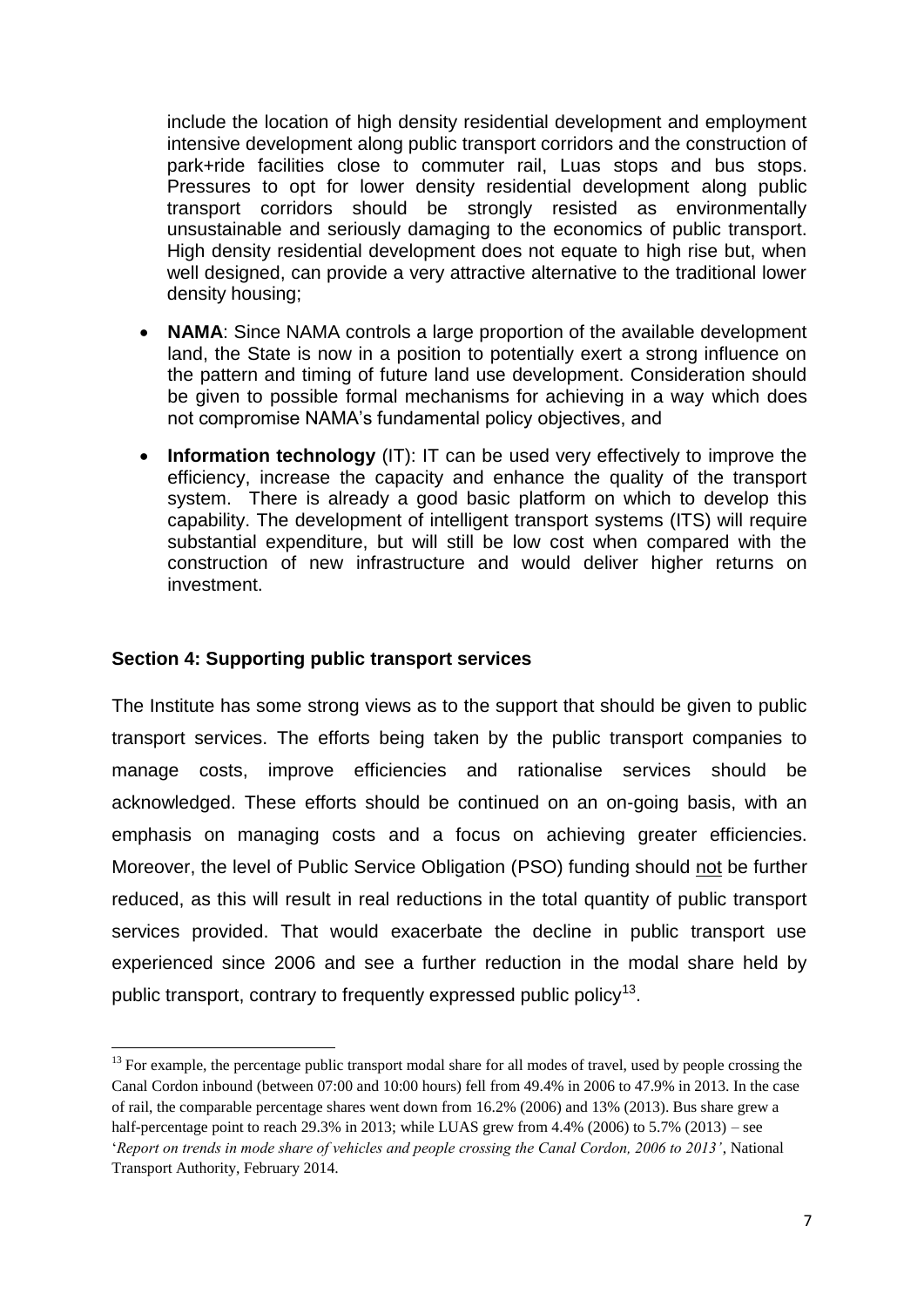include the location of high density residential development and employment intensive development along public transport corridors and the construction of park+ride facilities close to commuter rail, Luas stops and bus stops. Pressures to opt for lower density residential development along public transport corridors should be strongly resisted as environmentally unsustainable and seriously damaging to the economics of public transport. High density residential development does not equate to high rise but, when well designed, can provide a very attractive alternative to the traditional lower density housing;

- **NAMA**: Since NAMA controls a large proportion of the available development land, the State is now in a position to potentially exert a strong influence on the pattern and timing of future land use development. Consideration should be given to possible formal mechanisms for achieving in a way which does not compromise NAMA's fundamental policy objectives, and
- **Information technology** (IT): IT can be used very effectively to improve the efficiency, increase the capacity and enhance the quality of the transport system. There is already a good basic platform on which to develop this capability. The development of intelligent transport systems (ITS) will require substantial expenditure, but will still be low cost when compared with the construction of new infrastructure and would deliver higher returns on investment.

### Section 4: Supporting public transport services

The Institute has some strong views as to the support that should be given to public transport services. The efforts being taken by the public transport companies to manage costs, improve efficiencies and rationalise services should be acknowledged. These efforts should be continued on an on-going basis, with an emphasis on managing costs and a focus on achieving greater efficiencies. Moreover, the level of Public Service Obligation (PSO) funding should <u>not</u> be further reduced, as this will result in real reductions in the total quantity of public transport services provided. That would exacerbate the decline in public transport use experienced since 2006 and see a further reduction in the modal share held by public transport, contrary to frequently expressed public policy[13].

[13] For example, the percentage public transport modal share for all modes of travel, used by people crossing the Canal Cordon inbound (between 07:00 and 10:00 hours) fell from 49.4% in 2006 to 47.9% in 2013. In the case of rail, the comparable percentage shares went down from 16.2% (2006) and 13% (2013). Bus share grew a half-percentage point to reach 29.3% in 2013; while LUAS grew from 4.4% (2006) to 5.7% (2013) – see '*Report on trends in mode share of vehicles and people crossing the Canal Cordon, 2006 to 2013'*, National Transport Authority, February 2014.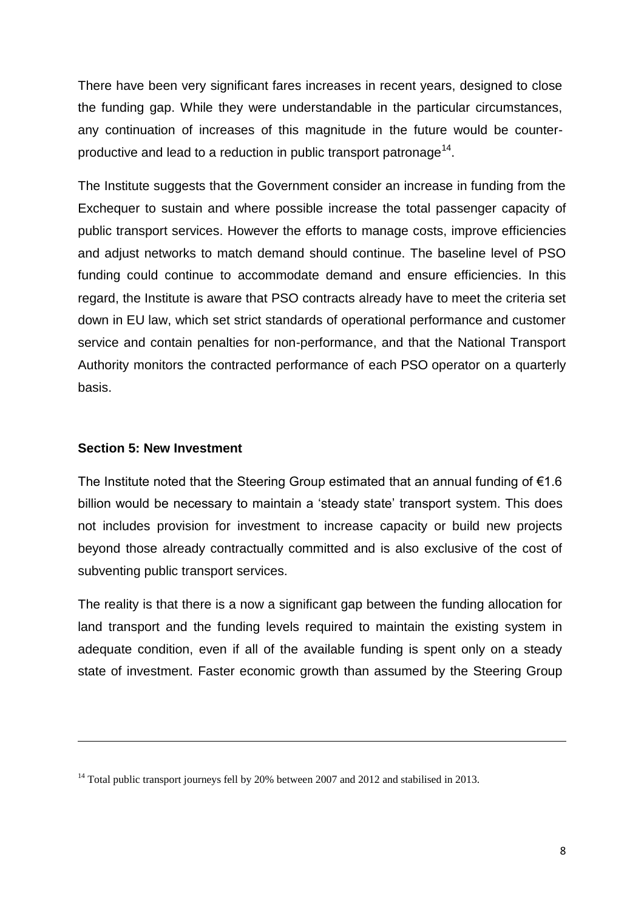There have been very significant fares increases in recent years, designed to close the funding gap. While they were understandable in the particular circumstances, any continuation of increases of this magnitude in the future would be counter-productive and lead to a reduction in public transport patronage[14].

The Institute suggests that the Government consider an increase in funding from the Exchequer to sustain and where possible increase the total passenger capacity of public transport services. However the efforts to manage costs, improve efficiencies and adjust networks to match demand should continue. The baseline level of PSO funding could continue to accommodate demand and ensure efficiencies. In this regard, the Institute is aware that PSO contracts already have to meet the criteria set down in EU law, which set strict standards of operational performance and customer service and contain penalties for non-performance, and that the National Transport Authority monitors the contracted performance of each PSO operator on a quarterly basis.

**Section 5: New Investment**

The Institute noted that the Steering Group estimated that an annual funding of €1.6 billion would be necessary to maintain a 'steady state' transport system. This does not includes provision for investment to increase capacity or build new projects beyond those already contractually committed and is also exclusive of the cost of subventing public transport services.

The reality is that there is a now a significant gap between the funding allocation for land transport and the funding levels required to maintain the existing system in adequate condition, even if all of the available funding is spent only on a steady state of investment. Faster economic growth than assumed by the Steering Group

---

[14] Total public transport journeys fell by 20% between 2007 and 2012 and stabilised in 2013.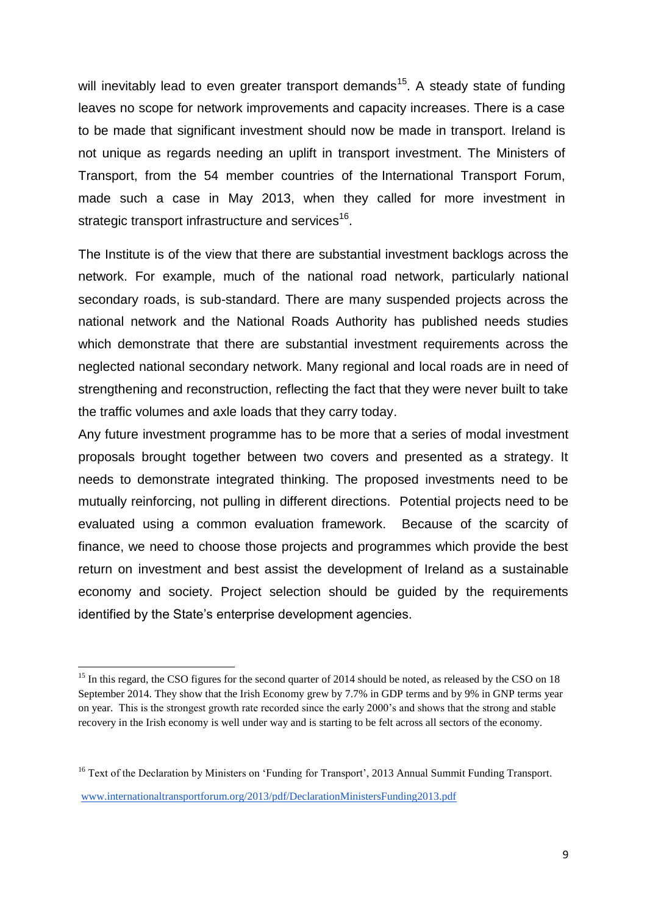will inevitably lead to even greater transport demands[15]. A steady state of funding leaves no scope for network improvements and capacity increases. There is a case to be made that significant investment should now be made in transport. Ireland is not unique as regards needing an uplift in transport investment. The Ministers of Transport, from the 54 member countries of the International Transport Forum, made such a case in May 2013, when they called for more investment in strategic transport infrastructure and services[16].

The Institute is of the view that there are substantial investment backlogs across the network. For example, much of the national road network, particularly national secondary roads, is sub-standard. There are many suspended projects across the national network and the National Roads Authority has published needs studies which demonstrate that there are substantial investment requirements across the neglected national secondary network. Many regional and local roads are in need of strengthening and reconstruction, reflecting the fact that they were never built to take the traffic volumes and axle loads that they carry today.

Any future investment programme has to be more that a series of modal investment proposals brought together between two covers and presented as a strategy. It needs to demonstrate integrated thinking. The proposed investments need to be mutually reinforcing, not pulling in different directions. Potential projects need to be evaluated using a common evaluation framework. Because of the scarcity of finance, we need to choose those projects and programmes which provide the best return on investment and best assist the development of Ireland as a sustainable economy and society. Project selection should be guided by the requirements identified by the State's enterprise development agencies.

---

[15] In this regard, the CSO figures for the second quarter of 2014 should be noted, as released by the CSO on 18 September 2014. They show that the Irish Economy grew by 7.7% in GDP terms and by 9% in GNP terms year on year. This is the strongest growth rate recorded since the early 2000's and shows that the strong and stable recovery in the Irish economy is well under way and is starting to be felt across all sectors of the economy.

[16] Text of the Declaration by Ministers on 'Funding for Transport', 2013 Annual Summit Funding Transport. www.internationaltransportforum.org/2013/pdf/DeclarationMinistersFunding2013.pdf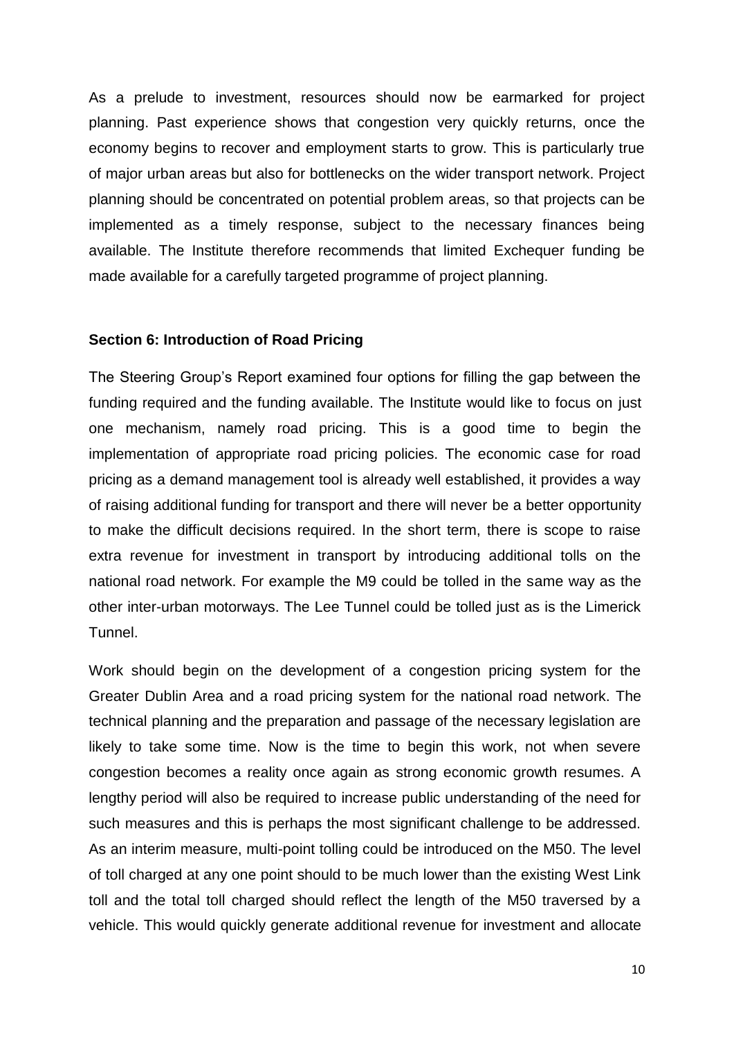As a prelude to investment, resources should now be earmarked for project planning. Past experience shows that congestion very quickly returns, once the economy begins to recover and employment starts to grow. This is particularly true of major urban areas but also for bottlenecks on the wider transport network. Project planning should be concentrated on potential problem areas, so that projects can be implemented as a timely response, subject to the necessary finances being available. The Institute therefore recommends that limited Exchequer funding be made available for a carefully targeted programme of project planning.

**Section 6: Introduction of Road Pricing**

The Steering Group's Report examined four options for filling the gap between the funding required and the funding available. The Institute would like to focus on just one mechanism, namely road pricing. This is a good time to begin the implementation of appropriate road pricing policies. The economic case for road pricing as a demand management tool is already well established, it provides a way of raising additional funding for transport and there will never be a better opportunity to make the difficult decisions required. In the short term, there is scope to raise extra revenue for investment in transport by introducing additional tolls on the national road network. For example the M9 could be tolled in the same way as the other inter-urban motorways. The Lee Tunnel could be tolled just as is the Limerick Tunnel.

Work should begin on the development of a congestion pricing system for the Greater Dublin Area and a road pricing system for the national road network. The technical planning and the preparation and passage of the necessary legislation are likely to take some time. Now is the time to begin this work, not when severe congestion becomes a reality once again as strong economic growth resumes. A lengthy period will also be required to increase public understanding of the need for such measures and this is perhaps the most significant challenge to be addressed. As an interim measure, multi-point tolling could be introduced on the M50. The level of toll charged at any one point should to be much lower than the existing West Link toll and the total toll charged should reflect the length of the M50 traversed by a vehicle. This would quickly generate additional revenue for investment and allocate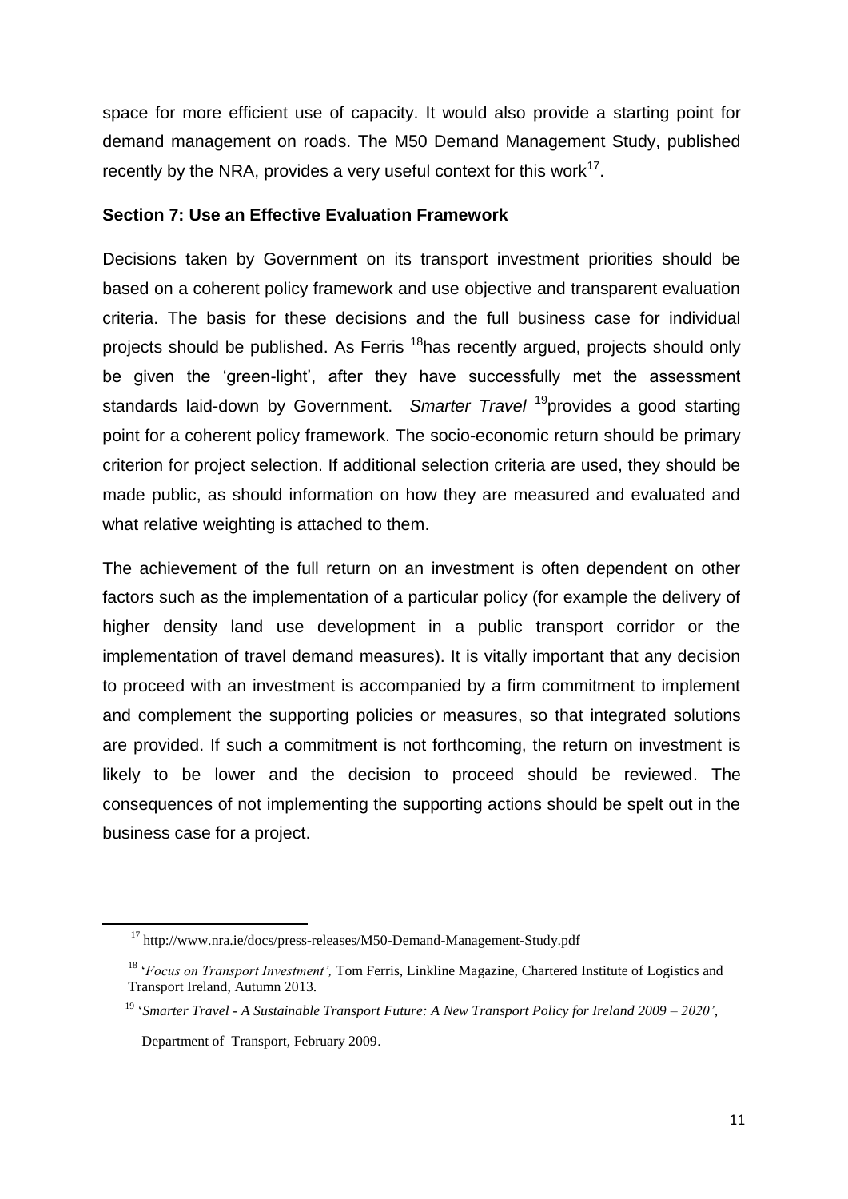space for more efficient use of capacity. It would also provide a starting point for demand management on roads. The M50 Demand Management Study, published recently by the NRA, provides a very useful context for this work[17].

## Section 7: Use an Effective Evaluation Framework

Decisions taken by Government on its transport investment priorities should be based on a coherent policy framework and use objective and transparent evaluation criteria. The basis for these decisions and the full business case for individual projects should be published. As Ferris [18]has recently argued, projects should only be given the 'green-light', after they have successfully met the assessment standards laid-down by Government. *Smarter Travel* [19]provides a good starting point for a coherent policy framework. The socio-economic return should be primary criterion for project selection. If additional selection criteria are used, they should be made public, as should information on how they are measured and evaluated and what relative weighting is attached to them.

The achievement of the full return on an investment is often dependent on other factors such as the implementation of a particular policy (for example the delivery of higher density land use development in a public transport corridor or the implementation of travel demand measures). It is vitally important that any decision to proceed with an investment is accompanied by a firm commitment to implement and complement the supporting policies or measures, so that integrated solutions are provided. If such a commitment is not forthcoming, the return on investment is likely to be lower and the decision to proceed should be reviewed. The consequences of not implementing the supporting actions should be spelt out in the business case for a project.

---

[17] http://www.nra.ie/docs/press-releases/M50-Demand-Management-Study.pdf

[18] '*Focus on Transport Investment',* Tom Ferris, Linkline Magazine, Chartered Institute of Logistics and Transport Ireland, Autumn 2013.

[19] '*Smarter Travel - A Sustainable Transport Future: A New Transport Policy for Ireland 2009 – 2020'*, Department of Transport, February 2009.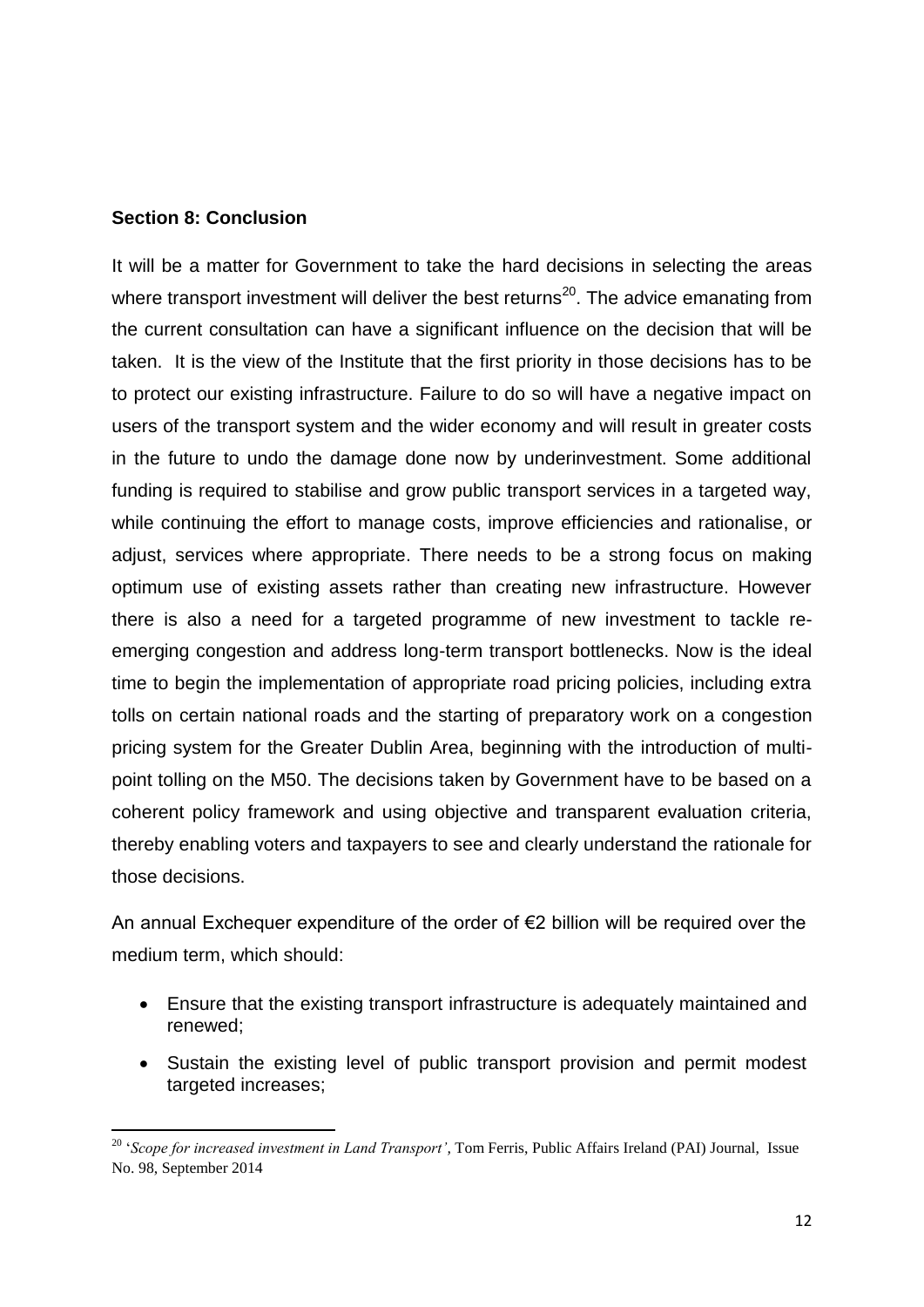## Section 8: Conclusion

It will be a matter for Government to take the hard decisions in selecting the areas where transport investment will deliver the best returns[20]. The advice emanating from the current consultation can have a significant influence on the decision that will be taken. It is the view of the Institute that the first priority in those decisions has to be to protect our existing infrastructure. Failure to do so will have a negative impact on users of the transport system and the wider economy and will result in greater costs in the future to undo the damage done now by underinvestment. Some additional funding is required to stabilise and grow public transport services in a targeted way, while continuing the effort to manage costs, improve efficiencies and rationalise, or adjust, services where appropriate. There needs to be a strong focus on making optimum use of existing assets rather than creating new infrastructure. However there is also a need for a targeted programme of new investment to tackle re-emerging congestion and address long-term transport bottlenecks. Now is the ideal time to begin the implementation of appropriate road pricing policies, including extra tolls on certain national roads and the starting of preparatory work on a congestion pricing system for the Greater Dublin Area, beginning with the introduction of multi-point tolling on the M50. The decisions taken by Government have to be based on a coherent policy framework and using objective and transparent evaluation criteria, thereby enabling voters and taxpayers to see and clearly understand the rationale for those decisions.

An annual Exchequer expenditure of the order of €2 billion will be required over the medium term, which should:

- Ensure that the existing transport infrastructure is adequately maintained and renewed;
- Sustain the existing level of public transport provision and permit modest targeted increases;

---

[20] '*Scope for increased investment in Land Transport'*, Tom Ferris, Public Affairs Ireland (PAI) Journal, Issue No. 98, September 2014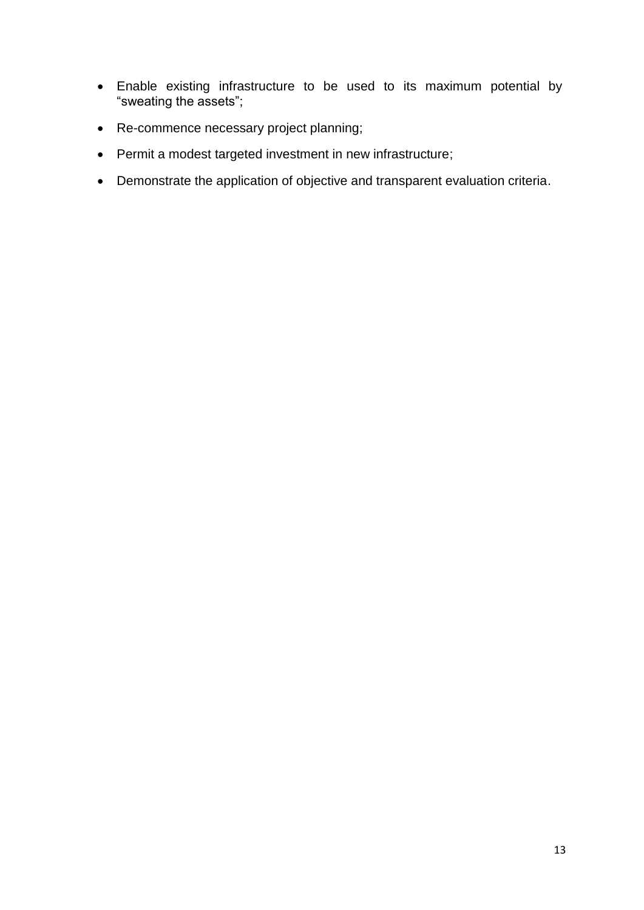- Enable existing infrastructure to be used to its maximum potential by "sweating the assets";
- Re-commence necessary project planning;
- Permit a modest targeted investment in new infrastructure;
- Demonstrate the application of objective and transparent evaluation criteria.